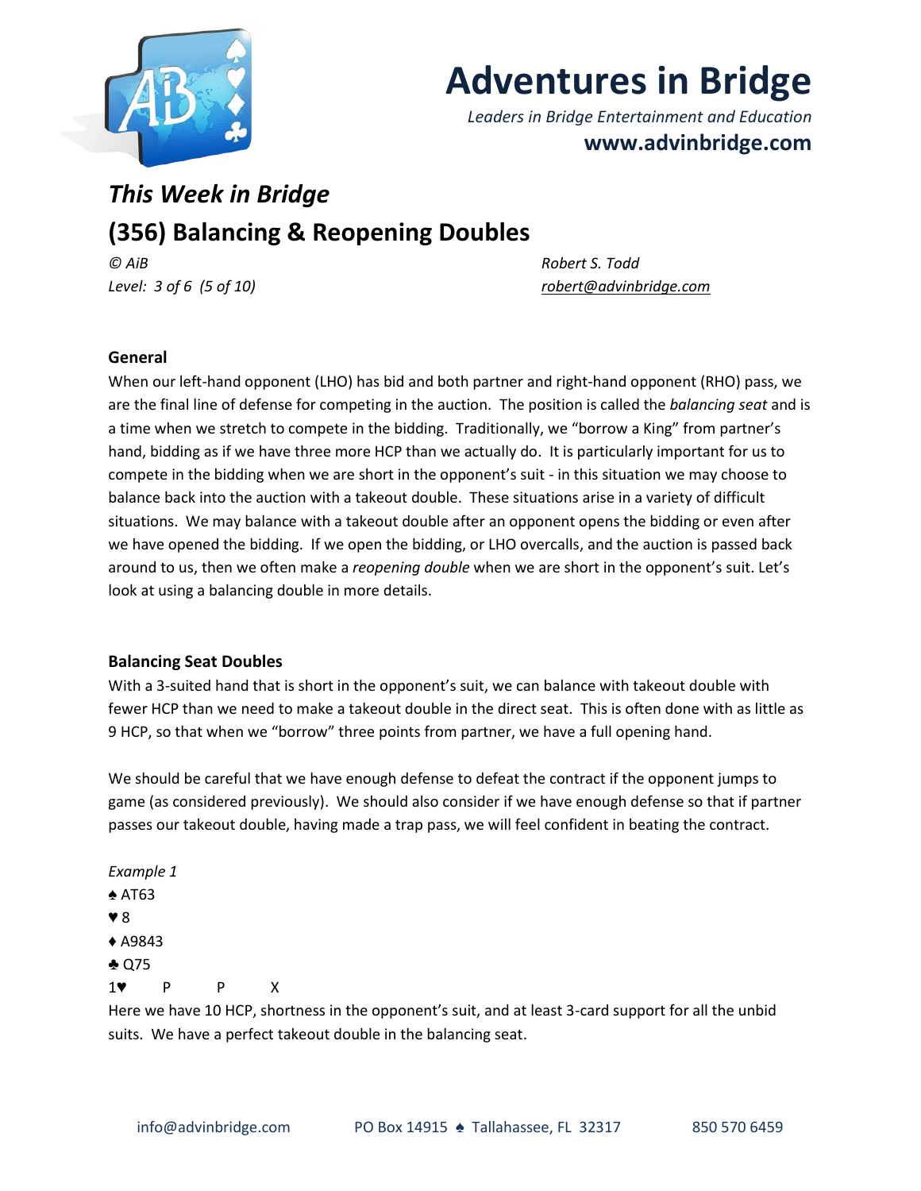# Adventures in Bridge

*Leaders in Bridge Entertainment and Education*

**www.advinbridge.com**

## *This Week in Bridge*

## (356) Balancing & Reopening Doubles

*© AiB* *Robert S. Todd*

*Level: 3 of 6 (5 of 10)* *robert@advinbridge.com*

### General

When our left-hand opponent (LHO) has bid and both partner and right-hand opponent (RHO) pass, we are the final line of defense for competing in the auction. The position is called the *balancing seat* and is a time when we stretch to compete in the bidding. Traditionally, we "borrow a King" from partner's hand, bidding as if we have three more HCP than we actually do. It is particularly important for us to compete in the bidding when we are short in the opponent's suit - in this situation we may choose to balance back into the auction with a takeout double. These situations arise in a variety of difficult situations. We may balance with a takeout double after an opponent opens the bidding or even after we have opened the bidding. If we open the bidding, or LHO overcalls, and the auction is passed back around to us, then we often make a *reopening double* when we are short in the opponent's suit. Let's look at using a balancing double in more details.

### Balancing Seat Doubles

With a 3-suited hand that is short in the opponent's suit, we can balance with takeout double with fewer HCP than we need to make a takeout double in the direct seat. This is often done with as little as 9 HCP, so that when we "borrow" three points from partner, we have a full opening hand.

We should be careful that we have enough defense to defeat the contract if the opponent jumps to game (as considered previously). We should also consider if we have enough defense so that if partner passes our takeout double, having made a trap pass, we will feel confident in beating the contract.

*Example 1*

♠ AT63
♥ 8
♦ A9843
♣ Q75

1♥ P P X

Here we have 10 HCP, shortness in the opponent's suit, and at least 3-card support for all the unbid suits. We have a perfect takeout double in the balancing seat.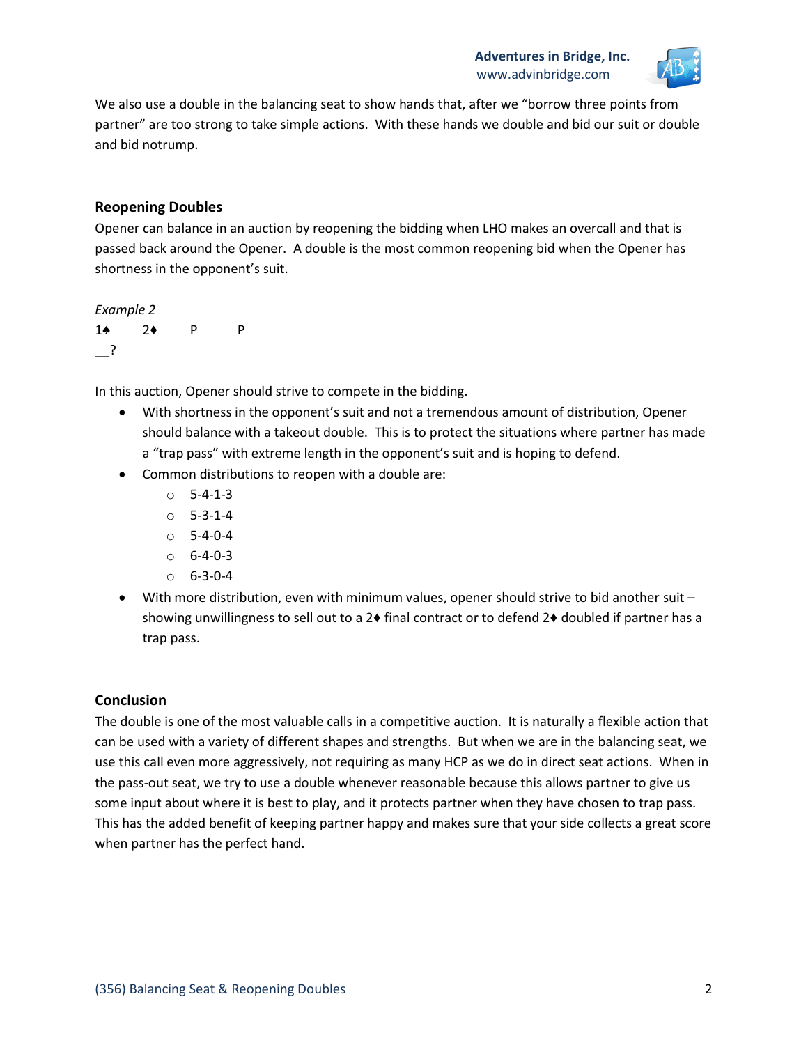We also use a double in the balancing seat to show hands that, after we "borrow three points from partner" are too strong to take simple actions. With these hands we double and bid our suit or double and bid notrump.

## Reopening Doubles

Opener can balance in an auction by reopening the bidding when LHO makes an overcall and that is passed back around the Opener. A double is the most common reopening bid when the Opener has shortness in the opponent's suit.

*Example 2*

1♠  2♦  P  P
__?

In this auction, Opener should strive to compete in the bidding.

- With shortness in the opponent's suit and not a tremendous amount of distribution, Opener should balance with a takeout double. This is to protect the situations where partner has made a "trap pass" with extreme length in the opponent's suit and is hoping to defend.
- Common distributions to reopen with a double are:
    - 5-4-1-3
    - 5-3-1-4
    - 5-4-0-4
    - 6-4-0-3
    - 6-3-0-4
- With more distribution, even with minimum values, opener should strive to bid another suit – showing unwillingness to sell out to a 2♦ final contract or to defend 2♦ doubled if partner has a trap pass.

## Conclusion

The double is one of the most valuable calls in a competitive auction. It is naturally a flexible action that can be used with a variety of different shapes and strengths. But when we are in the balancing seat, we use this call even more aggressively, not requiring as many HCP as we do in direct seat actions. When in the pass-out seat, we try to use a double whenever reasonable because this allows partner to give us some input about where it is best to play, and it protects partner when they have chosen to trap pass. This has the added benefit of keeping partner happy and makes sure that your side collects a great score when partner has the perfect hand.